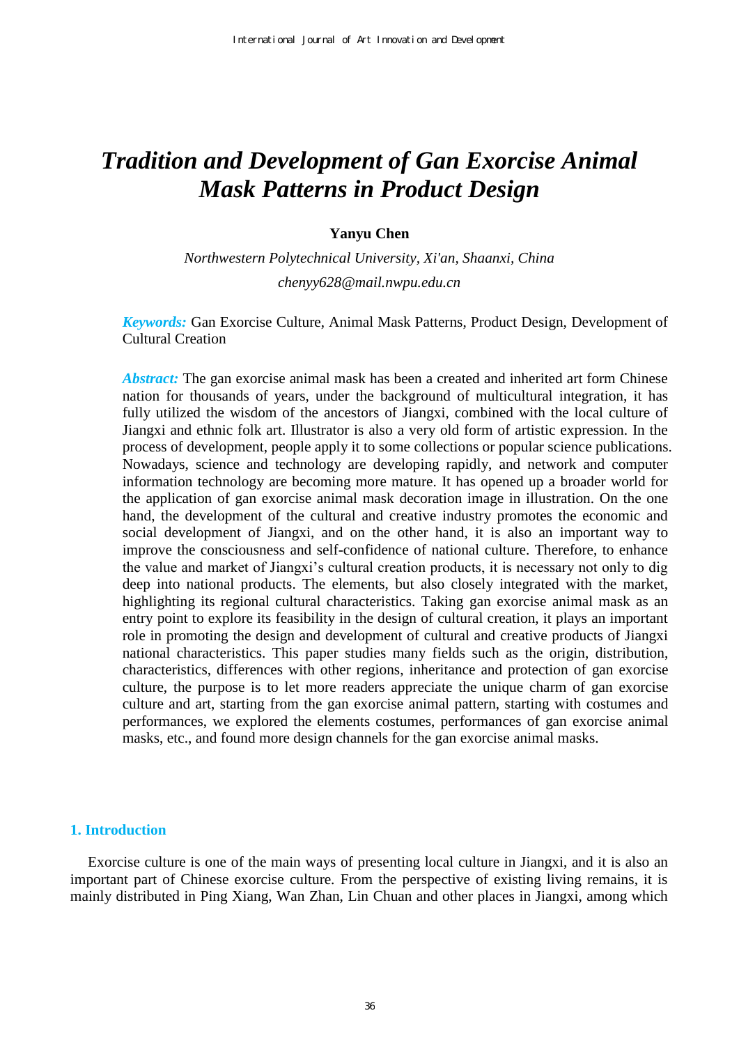# Tradition and Development of Gan Exorcise Animal Mask Patterns in Product Design

**Yanyu Chen**

*Northwestern Polytechnical University, Xi'an, Shaanxi, China*

*chenyy628@mail.nwpu.edu.cn*

***Keywords:*** Gan Exorcise Culture, Animal Mask Patterns, Product Design, Development of Cultural Creation

***Abstract:*** The gan exorcise animal mask has been a created and inherited art form Chinese nation for thousands of years, under the background of multicultural integration, it has fully utilized the wisdom of the ancestors of Jiangxi, combined with the local culture of Jiangxi and ethnic folk art. Illustrator is also a very old form of artistic expression. In the process of development, people apply it to some collections or popular science publications. Nowadays, science and technology are developing rapidly, and network and computer information technology are becoming more mature. It has opened up a broader world for the application of gan exorcise animal mask decoration image in illustration. On the one hand, the development of the cultural and creative industry promotes the economic and social development of Jiangxi, and on the other hand, it is also an important way to improve the consciousness and self-confidence of national culture. Therefore, to enhance the value and market of Jiangxi's cultural creation products, it is necessary not only to dig deep into national products. The elements, but also closely integrated with the market, highlighting its regional cultural characteristics. Taking gan exorcise animal mask as an entry point to explore its feasibility in the design of cultural creation, it plays an important role in promoting the design and development of cultural and creative products of Jiangxi national characteristics. This paper studies many fields such as the origin, distribution, characteristics, differences with other regions, inheritance and protection of gan exorcise culture, the purpose is to let more readers appreciate the unique charm of gan exorcise culture and art, starting from the gan exorcise animal pattern, starting with costumes and performances, we explored the elements costumes, performances of gan exorcise animal masks, etc., and found more design channels for the gan exorcise animal masks.

## 1. Introduction

Exorcise culture is one of the main ways of presenting local culture in Jiangxi, and it is also an important part of Chinese exorcise culture. From the perspective of existing living remains, it is mainly distributed in Ping Xiang, Wan Zhan, Lin Chuan and other places in Jiangxi, among which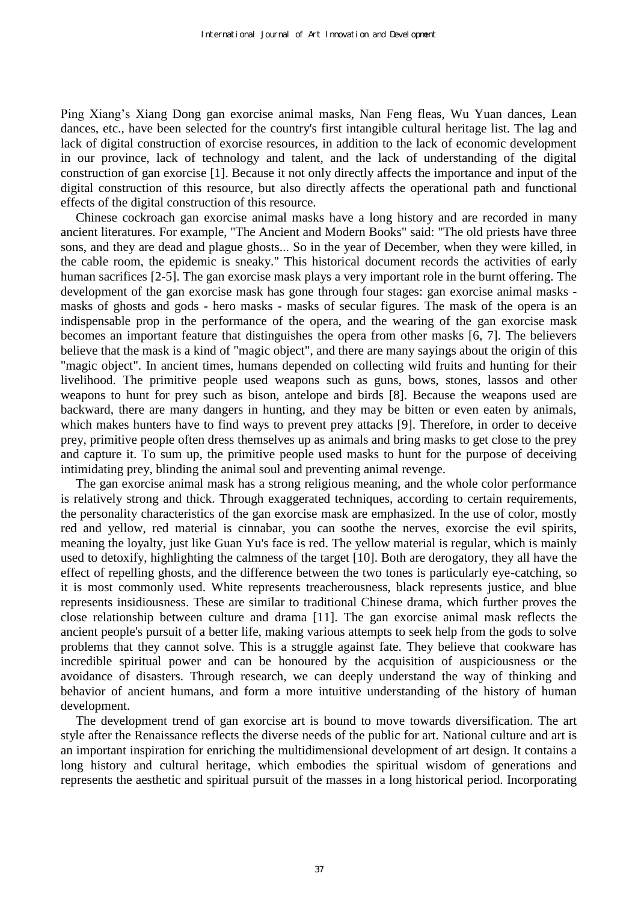Ping Xiang's Xiang Dong gan exorcise animal masks, Nan Feng fleas, Wu Yuan dances, Lean dances, etc., have been selected for the country's first intangible cultural heritage list. The lag and lack of digital construction of exorcise resources, in addition to the lack of economic development in our province, lack of technology and talent, and the lack of understanding of the digital construction of gan exorcise [1]. Because it not only directly affects the importance and input of the digital construction of this resource, but also directly affects the operational path and functional effects of the digital construction of this resource.

Chinese cockroach gan exorcise animal masks have a long history and are recorded in many ancient literatures. For example, "The Ancient and Modern Books" said: "The old priests have three sons, and they are dead and plague ghosts... So in the year of December, when they were killed, in the cable room, the epidemic is sneaky." This historical document records the activities of early human sacrifices [2-5]. The gan exorcise mask plays a very important role in the burnt offering. The development of the gan exorcise mask has gone through four stages: gan exorcise animal masks - masks of ghosts and gods - hero masks - masks of secular figures. The mask of the opera is an indispensable prop in the performance of the opera, and the wearing of the gan exorcise mask becomes an important feature that distinguishes the opera from other masks [6, 7]. The believers believe that the mask is a kind of "magic object", and there are many sayings about the origin of this "magic object". In ancient times, humans depended on collecting wild fruits and hunting for their livelihood. The primitive people used weapons such as guns, bows, stones, lassos and other weapons to hunt for prey such as bison, antelope and birds [8]. Because the weapons used are backward, there are many dangers in hunting, and they may be bitten or even eaten by animals, which makes hunters have to find ways to prevent prey attacks [9]. Therefore, in order to deceive prey, primitive people often dress themselves up as animals and bring masks to get close to the prey and capture it. To sum up, the primitive people used masks to hunt for the purpose of deceiving intimidating prey, blinding the animal soul and preventing animal revenge.

The gan exorcise animal mask has a strong religious meaning, and the whole color performance is relatively strong and thick. Through exaggerated techniques, according to certain requirements, the personality characteristics of the gan exorcise mask are emphasized. In the use of color, mostly red and yellow, red material is cinnabar, you can soothe the nerves, exorcise the evil spirits, meaning the loyalty, just like Guan Yu's face is red. The yellow material is regular, which is mainly used to detoxify, highlighting the calmness of the target [10]. Both are derogatory, they all have the effect of repelling ghosts, and the difference between the two tones is particularly eye-catching, so it is most commonly used. White represents treacherousness, black represents justice, and blue represents insidiousness. These are similar to traditional Chinese drama, which further proves the close relationship between culture and drama [11]. The gan exorcise animal mask reflects the ancient people's pursuit of a better life, making various attempts to seek help from the gods to solve problems that they cannot solve. This is a struggle against fate. They believe that cookware has incredible spiritual power and can be honoured by the acquisition of auspiciousness or the avoidance of disasters. Through research, we can deeply understand the way of thinking and behavior of ancient humans, and form a more intuitive understanding of the history of human development.

The development trend of gan exorcise art is bound to move towards diversification. The art style after the Renaissance reflects the diverse needs of the public for art. National culture and art is an important inspiration for enriching the multidimensional development of art design. It contains a long history and cultural heritage, which embodies the spiritual wisdom of generations and represents the aesthetic and spiritual pursuit of the masses in a long historical period. Incorporating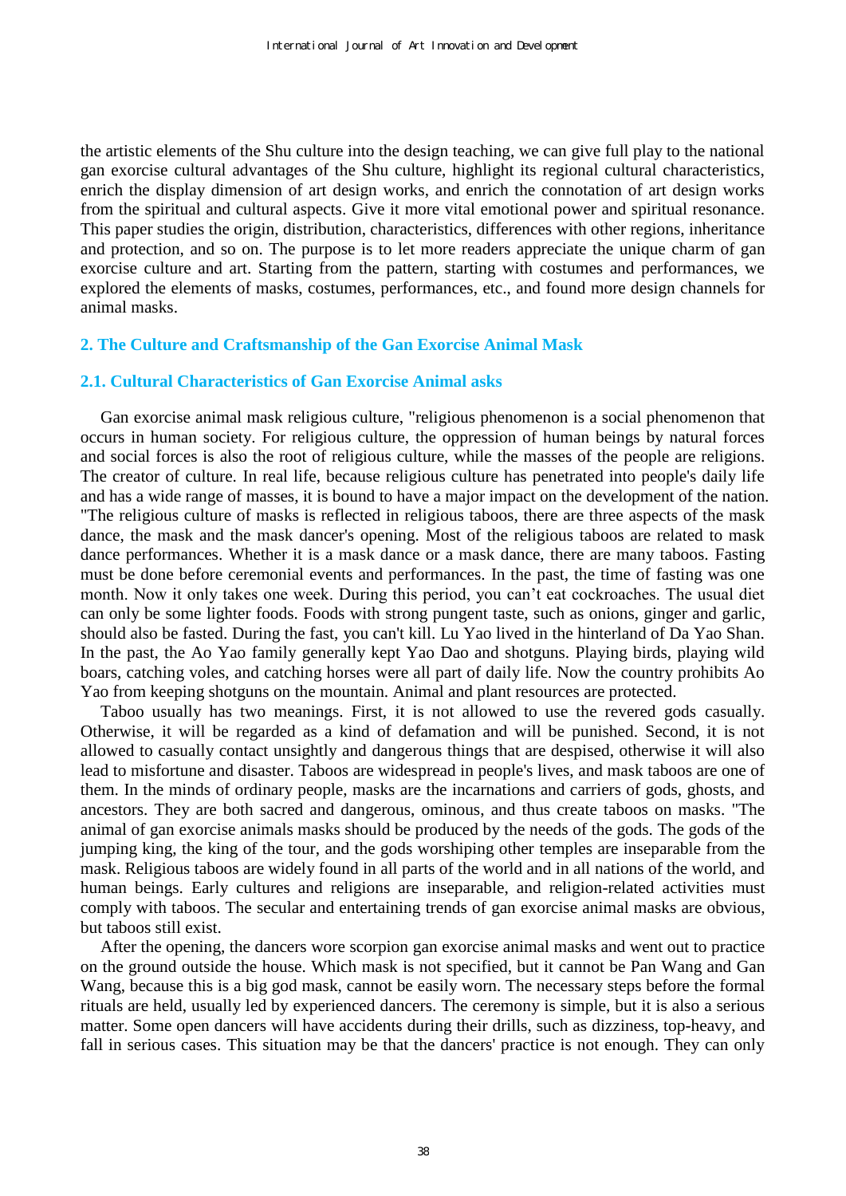the artistic elements of the Shu culture into the design teaching, we can give full play to the national gan exorcise cultural advantages of the Shu culture, highlight its regional cultural characteristics, enrich the display dimension of art design works, and enrich the connotation of art design works from the spiritual and cultural aspects. Give it more vital emotional power and spiritual resonance. This paper studies the origin, distribution, characteristics, differences with other regions, inheritance and protection, and so on. The purpose is to let more readers appreciate the unique charm of gan exorcise culture and art. Starting from the pattern, starting with costumes and performances, we explored the elements of masks, costumes, performances, etc., and found more design channels for animal masks.

## 2. The Culture and Craftsmanship of the Gan Exorcise Animal Mask

### 2.1. Cultural Characteristics of Gan Exorcise Animal asks

Gan exorcise animal mask religious culture, "religious phenomenon is a social phenomenon that occurs in human society. For religious culture, the oppression of human beings by natural forces and social forces is also the root of religious culture, while the masses of the people are religions. The creator of culture. In real life, because religious culture has penetrated into people's daily life and has a wide range of masses, it is bound to have a major impact on the development of the nation. "The religious culture of masks is reflected in religious taboos, there are three aspects of the mask dance, the mask and the mask dancer's opening. Most of the religious taboos are related to mask dance performances. Whether it is a mask dance or a mask dance, there are many taboos. Fasting must be done before ceremonial events and performances. In the past, the time of fasting was one month. Now it only takes one week. During this period, you can't eat cockroaches. The usual diet can only be some lighter foods. Foods with strong pungent taste, such as onions, ginger and garlic, should also be fasted. During the fast, you can't kill. Lu Yao lived in the hinterland of Da Yao Shan. In the past, the Ao Yao family generally kept Yao Dao and shotguns. Playing birds, playing wild boars, catching voles, and catching horses were all part of daily life. Now the country prohibits Ao Yao from keeping shotguns on the mountain. Animal and plant resources are protected.

Taboo usually has two meanings. First, it is not allowed to use the revered gods casually. Otherwise, it will be regarded as a kind of defamation and will be punished. Second, it is not allowed to casually contact unsightly and dangerous things that are despised, otherwise it will also lead to misfortune and disaster. Taboos are widespread in people's lives, and mask taboos are one of them. In the minds of ordinary people, masks are the incarnations and carriers of gods, ghosts, and ancestors. They are both sacred and dangerous, ominous, and thus create taboos on masks. "The animal of gan exorcise animals masks should be produced by the needs of the gods. The gods of the jumping king, the king of the tour, and the gods worshiping other temples are inseparable from the mask. Religious taboos are widely found in all parts of the world and in all nations of the world, and human beings. Early cultures and religions are inseparable, and religion-related activities must comply with taboos. The secular and entertaining trends of gan exorcise animal masks are obvious, but taboos still exist.

After the opening, the dancers wore scorpion gan exorcise animal masks and went out to practice on the ground outside the house. Which mask is not specified, but it cannot be Pan Wang and Gan Wang, because this is a big god mask, cannot be easily worn. The necessary steps before the formal rituals are held, usually led by experienced dancers. The ceremony is simple, but it is also a serious matter. Some open dancers will have accidents during their drills, such as dizziness, top-heavy, and fall in serious cases. This situation may be that the dancers' practice is not enough. They can only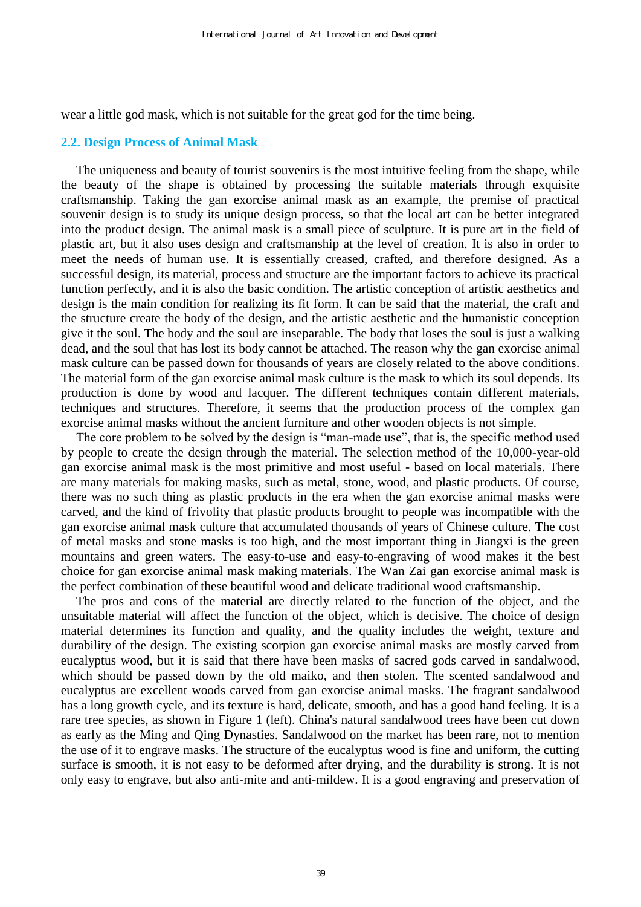wear a little god mask, which is not suitable for the great god for the time being.

### 2.2. Design Process of Animal Mask

The uniqueness and beauty of tourist souvenirs is the most intuitive feeling from the shape, while the beauty of the shape is obtained by processing the suitable materials through exquisite craftsmanship. Taking the gan exorcise animal mask as an example, the premise of practical souvenir design is to study its unique design process, so that the local art can be better integrated into the product design. The animal mask is a small piece of sculpture. It is pure art in the field of plastic art, but it also uses design and craftsmanship at the level of creation. It is also in order to meet the needs of human use. It is essentially creased, crafted, and therefore designed. As a successful design, its material, process and structure are the important factors to achieve its practical function perfectly, and it is also the basic condition. The artistic conception of artistic aesthetics and design is the main condition for realizing its fit form. It can be said that the material, the craft and the structure create the body of the design, and the artistic aesthetic and the humanistic conception give it the soul. The body and the soul are inseparable. The body that loses the soul is just a walking dead, and the soul that has lost its body cannot be attached. The reason why the gan exorcise animal mask culture can be passed down for thousands of years are closely related to the above conditions. The material form of the gan exorcise animal mask culture is the mask to which its soul depends. Its production is done by wood and lacquer. The different techniques contain different materials, techniques and structures. Therefore, it seems that the production process of the complex gan exorcise animal masks without the ancient furniture and other wooden objects is not simple.

The core problem to be solved by the design is "man-made use", that is, the specific method used by people to create the design through the material. The selection method of the 10,000-year-old gan exorcise animal mask is the most primitive and most useful - based on local materials. There are many materials for making masks, such as metal, stone, wood, and plastic products. Of course, there was no such thing as plastic products in the era when the gan exorcise animal masks were carved, and the kind of frivolity that plastic products brought to people was incompatible with the gan exorcise animal mask culture that accumulated thousands of years of Chinese culture. The cost of metal masks and stone masks is too high, and the most important thing in Jiangxi is the green mountains and green waters. The easy-to-use and easy-to-engraving of wood makes it the best choice for gan exorcise animal mask making materials. The Wan Zai gan exorcise animal mask is the perfect combination of these beautiful wood and delicate traditional wood craftsmanship.

The pros and cons of the material are directly related to the function of the object, and the unsuitable material will affect the function of the object, which is decisive. The choice of design material determines its function and quality, and the quality includes the weight, texture and durability of the design. The existing scorpion gan exorcise animal masks are mostly carved from eucalyptus wood, but it is said that there have been masks of sacred gods carved in sandalwood, which should be passed down by the old maiko, and then stolen. The scented sandalwood and eucalyptus are excellent woods carved from gan exorcise animal masks. The fragrant sandalwood has a long growth cycle, and its texture is hard, delicate, smooth, and has a good hand feeling. It is a rare tree species, as shown in Figure 1 (left). China's natural sandalwood trees have been cut down as early as the Ming and Qing Dynasties. Sandalwood on the market has been rare, not to mention the use of it to engrave masks. The structure of the eucalyptus wood is fine and uniform, the cutting surface is smooth, it is not easy to be deformed after drying, and the durability is strong. It is not only easy to engrave, but also anti-mite and anti-mildew. It is a good engraving and preservation of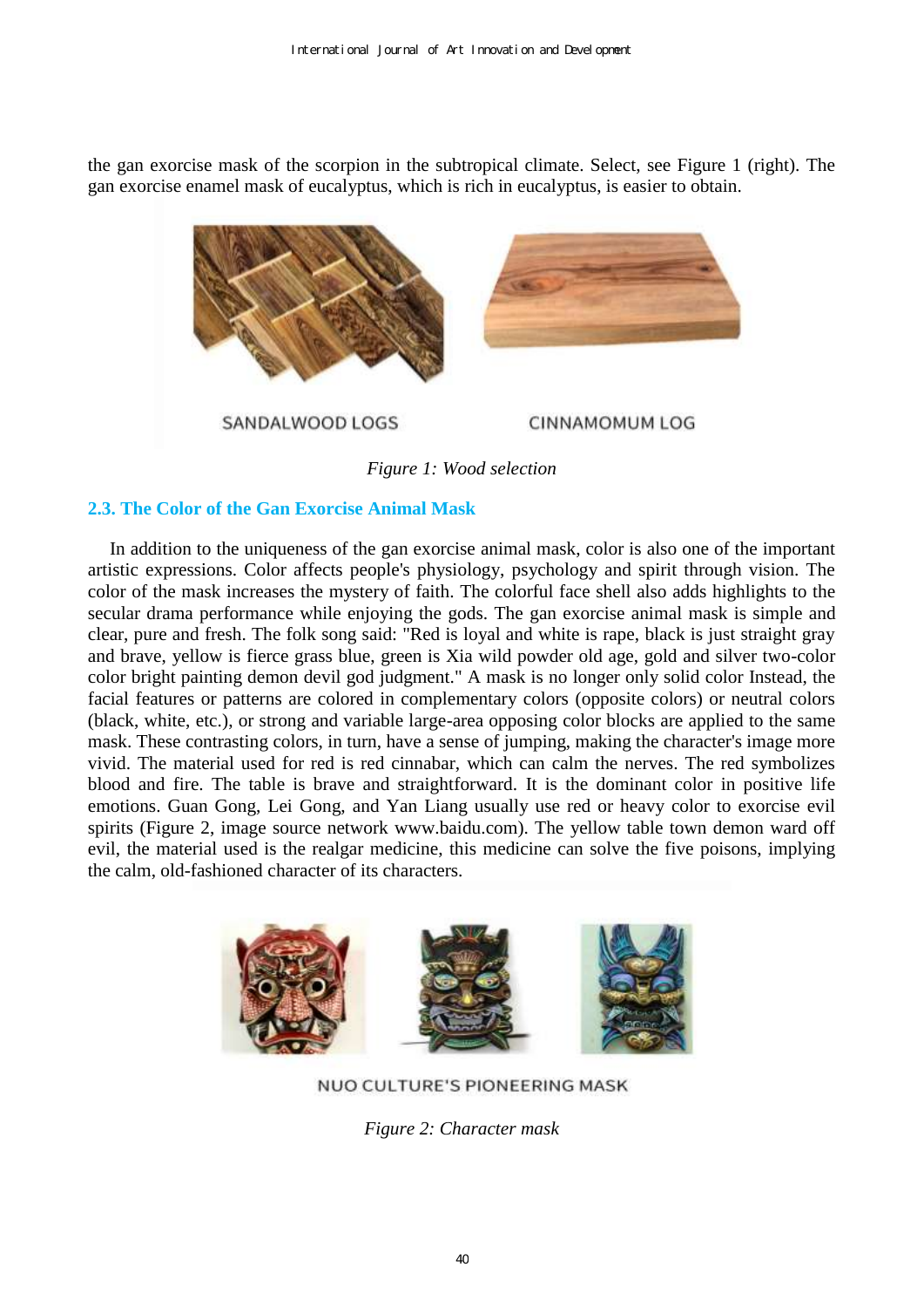the gan exorcise mask of the scorpion in the subtropical climate. Select, see Figure 1 (right). The gan exorcise enamel mask of eucalyptus, which is rich in eucalyptus, is easier to obtain.

SANDALWOOD LOGS CINNAMOMUM LOG

*Figure 1: Wood selection*

### 2.3. The Color of the Gan Exorcise Animal Mask

In addition to the uniqueness of the gan exorcise animal mask, color is also one of the important artistic expressions. Color affects people's physiology, psychology and spirit through vision. The color of the mask increases the mystery of faith. The colorful face shell also adds highlights to the secular drama performance while enjoying the gods. The gan exorcise animal mask is simple and clear, pure and fresh. The folk song said: "Red is loyal and white is rape, black is just straight gray and brave, yellow is fierce grass blue, green is Xia wild powder old age, gold and silver two-color color bright painting demon devil god judgment." A mask is no longer only solid color Instead, the facial features or patterns are colored in complementary colors (opposite colors) or neutral colors (black, white, etc.), or strong and variable large-area opposing color blocks are applied to the same mask. These contrasting colors, in turn, have a sense of jumping, making the character's image more vivid. The material used for red is red cinnabar, which can calm the nerves. The red symbolizes blood and fire. The table is brave and straightforward. It is the dominant color in positive life emotions. Guan Gong, Lei Gong, and Yan Liang usually use red or heavy color to exorcise evil spirits (Figure 2, image source network www.baidu.com). The yellow table town demon ward off evil, the material used is the realgar medicine, this medicine can solve the five poisons, implying the calm, old-fashioned character of its characters.

NUO CULTURE'S PIONEERING MASK

*Figure 2: Character mask*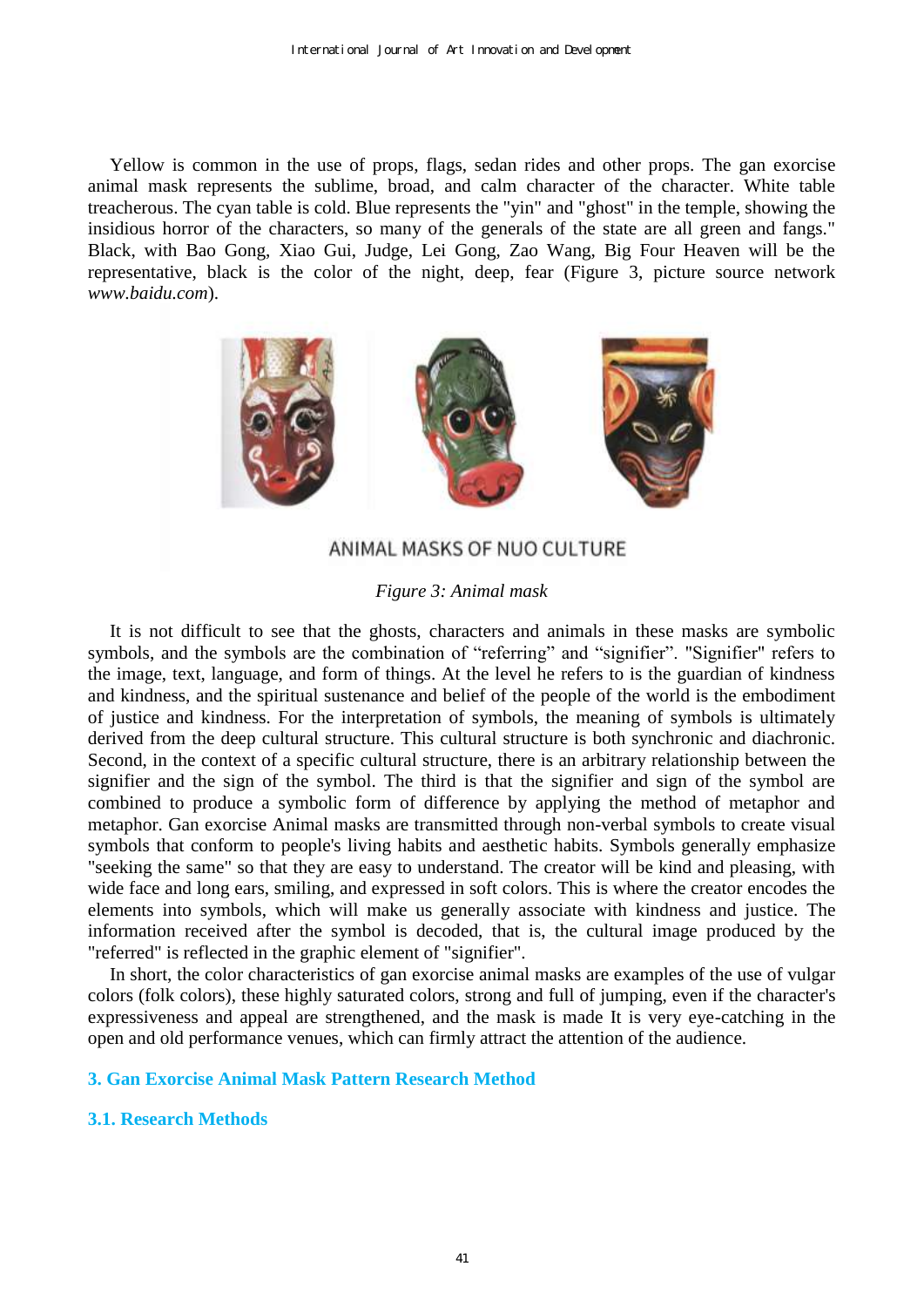Yellow is common in the use of props, flags, sedan rides and other props. The gan exorcise animal mask represents the sublime, broad, and calm character of the character. White table treacherous. The cyan table is cold. Blue represents the "yin" and "ghost" in the temple, showing the insidious horror of the characters, so many of the generals of the state are all green and fangs." Black, with Bao Gong, Xiao Gui, Judge, Lei Gong, Zao Wang, Big Four Heaven will be the representative, black is the color of the night, deep, fear (Figure 3, picture source network *www.baidu.com*).

ANIMAL MASKS OF NUO CULTURE

*Figure 3: Animal mask*

It is not difficult to see that the ghosts, characters and animals in these masks are symbolic symbols, and the symbols are the combination of "referring" and "signifier". "Signifier" refers to the image, text, language, and form of things. At the level he refers to is the guardian of kindness and kindness, and the spiritual sustenance and belief of the people of the world is the embodiment of justice and kindness. For the interpretation of symbols, the meaning of symbols is ultimately derived from the deep cultural structure. This cultural structure is both synchronic and diachronic. Second, in the context of a specific cultural structure, there is an arbitrary relationship between the signifier and the sign of the symbol. The third is that the signifier and sign of the symbol are combined to produce a symbolic form of difference by applying the method of metaphor and metaphor. Gan exorcise Animal masks are transmitted through non-verbal symbols to create visual symbols that conform to people's living habits and aesthetic habits. Symbols generally emphasize "seeking the same" so that they are easy to understand. The creator will be kind and pleasing, with wide face and long ears, smiling, and expressed in soft colors. This is where the creator encodes the elements into symbols, which will make us generally associate with kindness and justice. The information received after the symbol is decoded, that is, the cultural image produced by the "referred" is reflected in the graphic element of "signifier".

In short, the color characteristics of gan exorcise animal masks are examples of the use of vulgar colors (folk colors), these highly saturated colors, strong and full of jumping, even if the character's expressiveness and appeal are strengthened, and the mask is made It is very eye-catching in the open and old performance venues, which can firmly attract the attention of the audience.

## 3. Gan Exorcise Animal Mask Pattern Research Method

### 3.1. Research Methods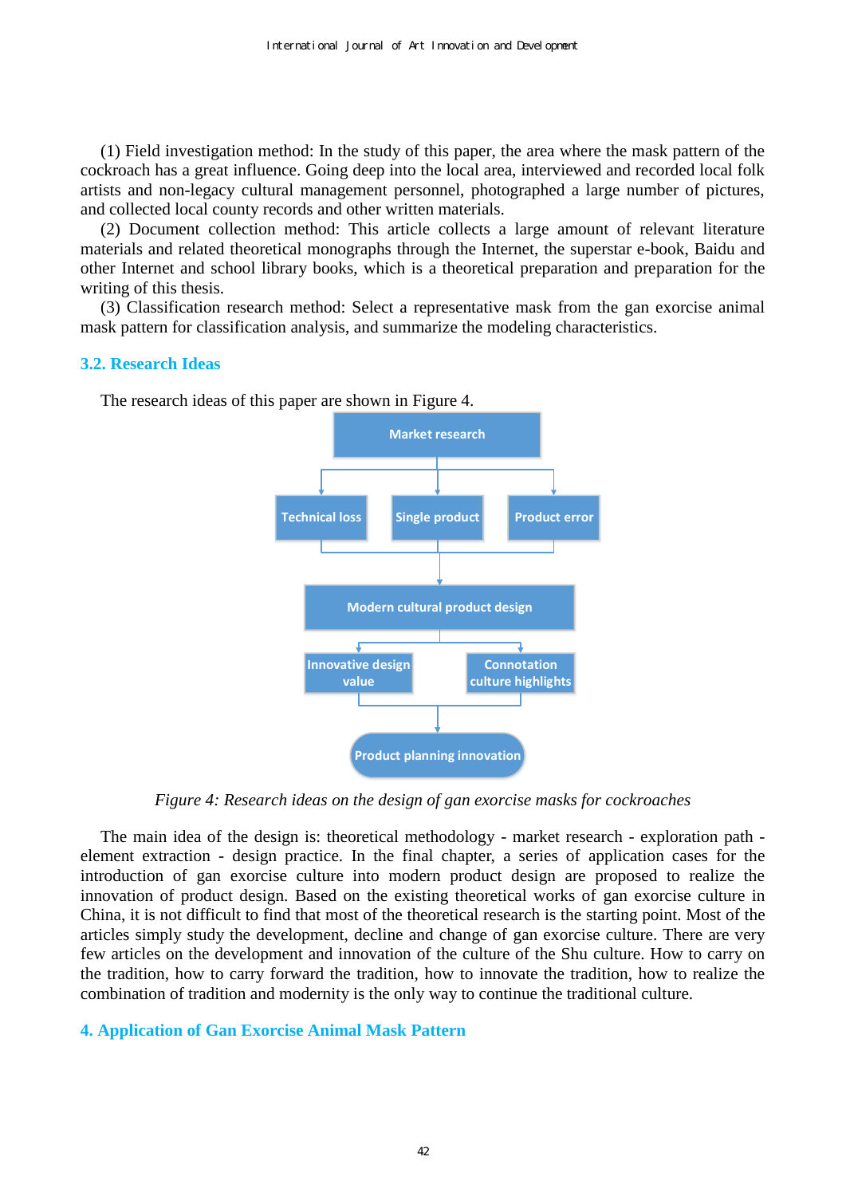(1) Field investigation method: In the study of this paper, the area where the mask pattern of the cockroach has a great influence. Going deep into the local area, interviewed and recorded local folk artists and non-legacy cultural management personnel, photographed a large number of pictures, and collected local county records and other written materials.

(2) Document collection method: This article collects a large amount of relevant literature materials and related theoretical monographs through the Internet, the superstar e-book, Baidu and other Internet and school library books, which is a theoretical preparation and preparation for the writing of this thesis.

(3) Classification research method: Select a representative mask from the gan exorcise animal mask pattern for classification analysis, and summarize the modeling characteristics.

### 3.2. Research Ideas

The research ideas of this paper are shown in Figure 4.

Market research

Technical loss | Single product | Product error

Modern cultural product design

Innovative design value | Connotation culture highlights

Product planning innovation

*Figure 4: Research ideas on the design of gan exorcise masks for cockroaches*

The main idea of the design is: theoretical methodology - market research - exploration path - element extraction - design practice. In the final chapter, a series of application cases for the introduction of gan exorcise culture into modern product design are proposed to realize the innovation of product design. Based on the existing theoretical works of gan exorcise culture in China, it is not difficult to find that most of the theoretical research is the starting point. Most of the articles simply study the development, decline and change of gan exorcise culture. There are very few articles on the development and innovation of the culture of the Shu culture. How to carry on the tradition, how to carry forward the tradition, how to innovate the tradition, how to realize the combination of tradition and modernity is the only way to continue the traditional culture.

## 4. Application of Gan Exorcise Animal Mask Pattern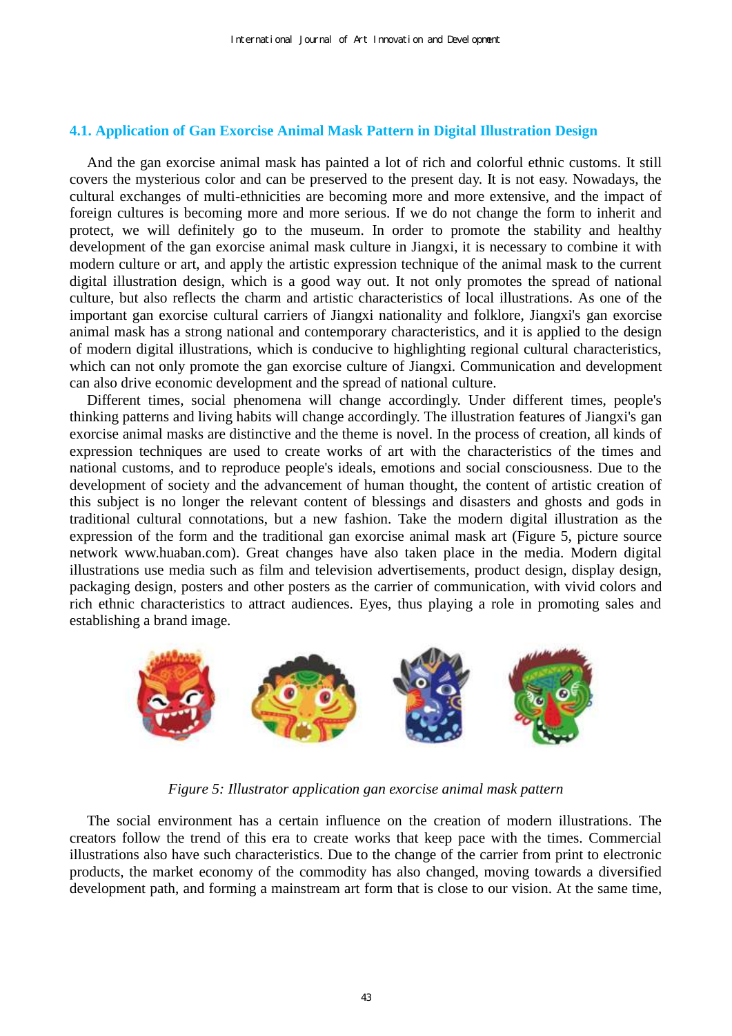### 4.1. Application of Gan Exorcise Animal Mask Pattern in Digital Illustration Design

And the gan exorcise animal mask has painted a lot of rich and colorful ethnic customs. It still covers the mysterious color and can be preserved to the present day. It is not easy. Nowadays, the cultural exchanges of multi-ethnicities are becoming more and more extensive, and the impact of foreign cultures is becoming more and more serious. If we do not change the form to inherit and protect, we will definitely go to the museum. In order to promote the stability and healthy development of the gan exorcise animal mask culture in Jiangxi, it is necessary to combine it with modern culture or art, and apply the artistic expression technique of the animal mask to the current digital illustration design, which is a good way out. It not only promotes the spread of national culture, but also reflects the charm and artistic characteristics of local illustrations. As one of the important gan exorcise cultural carriers of Jiangxi nationality and folklore, Jiangxi's gan exorcise animal mask has a strong national and contemporary characteristics, and it is applied to the design of modern digital illustrations, which is conducive to highlighting regional cultural characteristics, which can not only promote the gan exorcise culture of Jiangxi. Communication and development can also drive economic development and the spread of national culture.

Different times, social phenomena will change accordingly. Under different times, people's thinking patterns and living habits will change accordingly. The illustration features of Jiangxi's gan exorcise animal masks are distinctive and the theme is novel. In the process of creation, all kinds of expression techniques are used to create works of art with the characteristics of the times and national customs, and to reproduce people's ideals, emotions and social consciousness. Due to the development of society and the advancement of human thought, the content of artistic creation of this subject is no longer the relevant content of blessings and disasters and ghosts and gods in traditional cultural connotations, but a new fashion. Take the modern digital illustration as the expression of the form and the traditional gan exorcise animal mask art (Figure 5, picture source network www.huaban.com). Great changes have also taken place in the media. Modern digital illustrations use media such as film and television advertisements, product design, display design, packaging design, posters and other posters as the carrier of communication, with vivid colors and rich ethnic characteristics to attract audiences. Eyes, thus playing a role in promoting sales and establishing a brand image.

*Figure 5: Illustrator application gan exorcise animal mask pattern*

The social environment has a certain influence on the creation of modern illustrations. The creators follow the trend of this era to create works that keep pace with the times. Commercial illustrations also have such characteristics. Due to the change of the carrier from print to electronic products, the market economy of the commodity has also changed, moving towards a diversified development path, and forming a mainstream art form that is close to our vision. At the same time,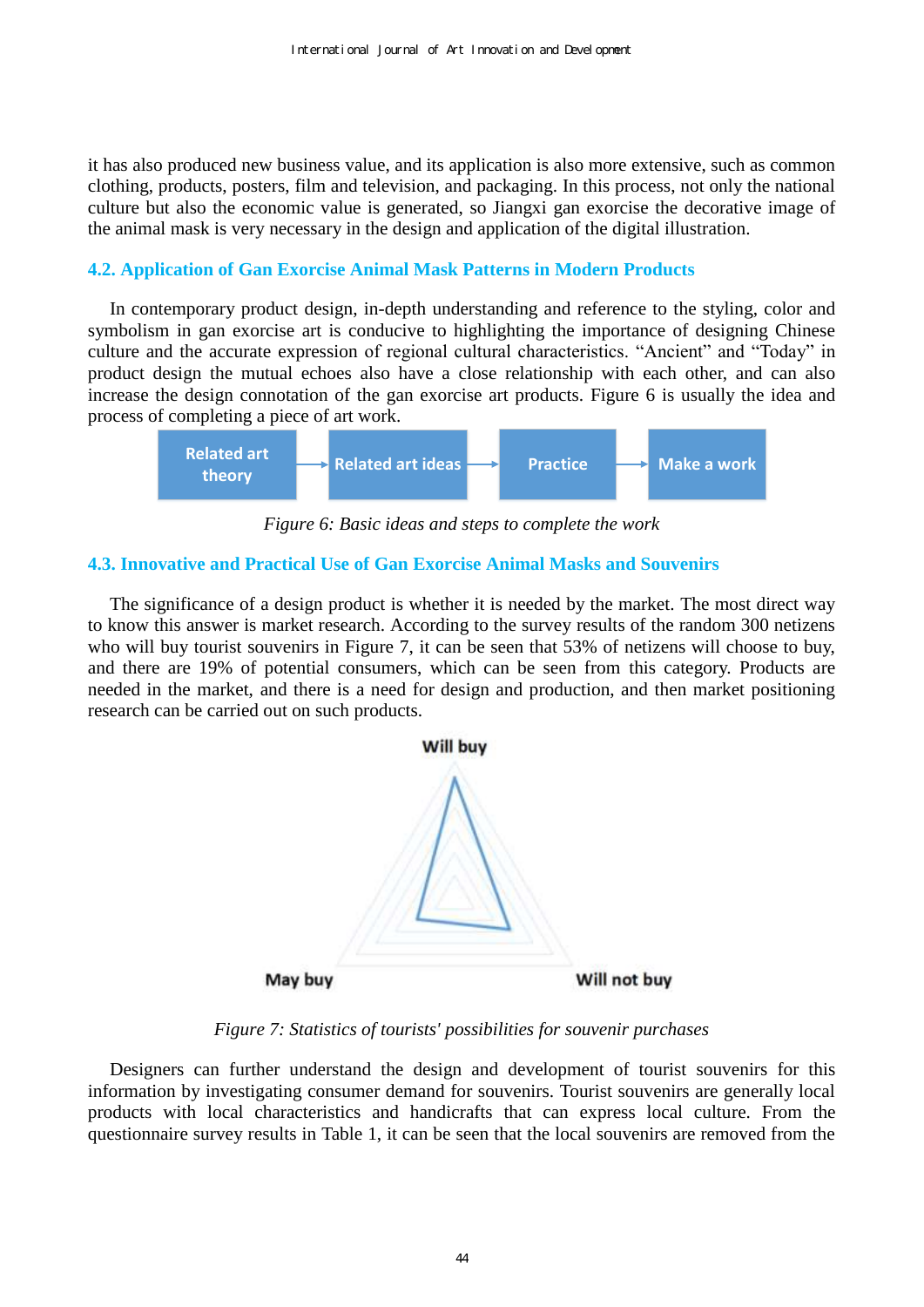it has also produced new business value, and its application is also more extensive, such as common clothing, products, posters, film and television, and packaging. In this process, not only the national culture but also the economic value is generated, so Jiangxi gan exorcise the decorative image of the animal mask is very necessary in the design and application of the digital illustration.

### 4.2. Application of Gan Exorcise Animal Mask Patterns in Modern Products

In contemporary product design, in-depth understanding and reference to the styling, color and symbolism in gan exorcise art is conducive to highlighting the importance of designing Chinese culture and the accurate expression of regional cultural characteristics. “Ancient” and “Today” in product design the mutual echoes also have a close relationship with each other, and can also increase the design connotation of the gan exorcise art products. Figure 6 is usually the idea and process of completing a piece of art work.

Related art theory → Related art ideas → Practice → Make a work

*Figure 6: Basic ideas and steps to complete the work*

### 4.3. Innovative and Practical Use of Gan Exorcise Animal Masks and Souvenirs

The significance of a design product is whether it is needed by the market. The most direct way to know this answer is market research. According to the survey results of the random 300 netizens who will buy tourist souvenirs in Figure 7, it can be seen that 53% of netizens will choose to buy, and there are 19% of potential consumers, which can be seen from this category. Products are needed in the market, and there is a need for design and production, and then market positioning research can be carried out on such products.

Will buy

May buy

Will not buy

*Figure 7: Statistics of tourists' possibilities for souvenir purchases*

Designers can further understand the design and development of tourist souvenirs for this information by investigating consumer demand for souvenirs. Tourist souvenirs are generally local products with local characteristics and handicrafts that can express local culture. From the questionnaire survey results in Table 1, it can be seen that the local souvenirs are removed from the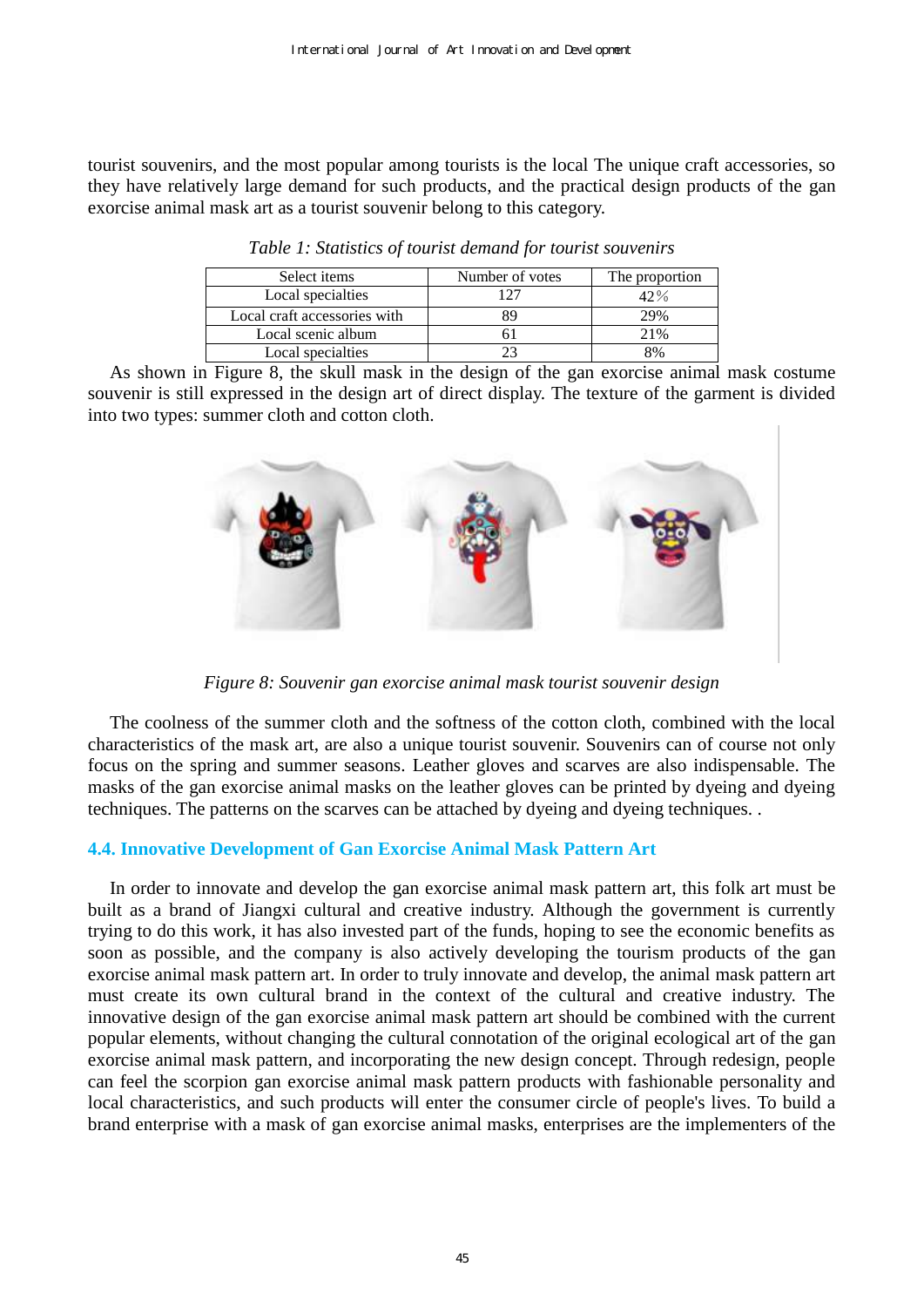tourist souvenirs, and the most popular among tourists is the local The unique craft accessories, so they have relatively large demand for such products, and the practical design products of the gan exorcise animal mask art as a tourist souvenir belong to this category.

*Table 1: Statistics of tourist demand for tourist souvenirs*

| Select items | Number of votes | The proportion |
|---|---|---|
| Local specialties | 127 | 42% |
| Local craft accessories with | 89 | 29% |
| Local scenic album | 61 | 21% |
| Local specialties | 23 | 8% |

As shown in Figure 8, the skull mask in the design of the gan exorcise animal mask costume souvenir is still expressed in the design art of direct display. The texture of the garment is divided into two types: summer cloth and cotton cloth.

*Figure 8: Souvenir gan exorcise animal mask tourist souvenir design*

The coolness of the summer cloth and the softness of the cotton cloth, combined with the local characteristics of the mask art, are also a unique tourist souvenir. Souvenirs can of course not only focus on the spring and summer seasons. Leather gloves and scarves are also indispensable. The masks of the gan exorcise animal masks on the leather gloves can be printed by dyeing and dyeing techniques. The patterns on the scarves can be attached by dyeing and dyeing techniques. .

### 4.4. Innovative Development of Gan Exorcise Animal Mask Pattern Art

In order to innovate and develop the gan exorcise animal mask pattern art, this folk art must be built as a brand of Jiangxi cultural and creative industry. Although the government is currently trying to do this work, it has also invested part of the funds, hoping to see the economic benefits as soon as possible, and the company is also actively developing the tourism products of the gan exorcise animal mask pattern art. In order to truly innovate and develop, the animal mask pattern art must create its own cultural brand in the context of the cultural and creative industry. The innovative design of the gan exorcise animal mask pattern art should be combined with the current popular elements, without changing the cultural connotation of the original ecological art of the gan exorcise animal mask pattern, and incorporating the new design concept. Through redesign, people can feel the scorpion gan exorcise animal mask pattern products with fashionable personality and local characteristics, and such products will enter the consumer circle of people's lives. To build a brand enterprise with a mask of gan exorcise animal masks, enterprises are the implementers of the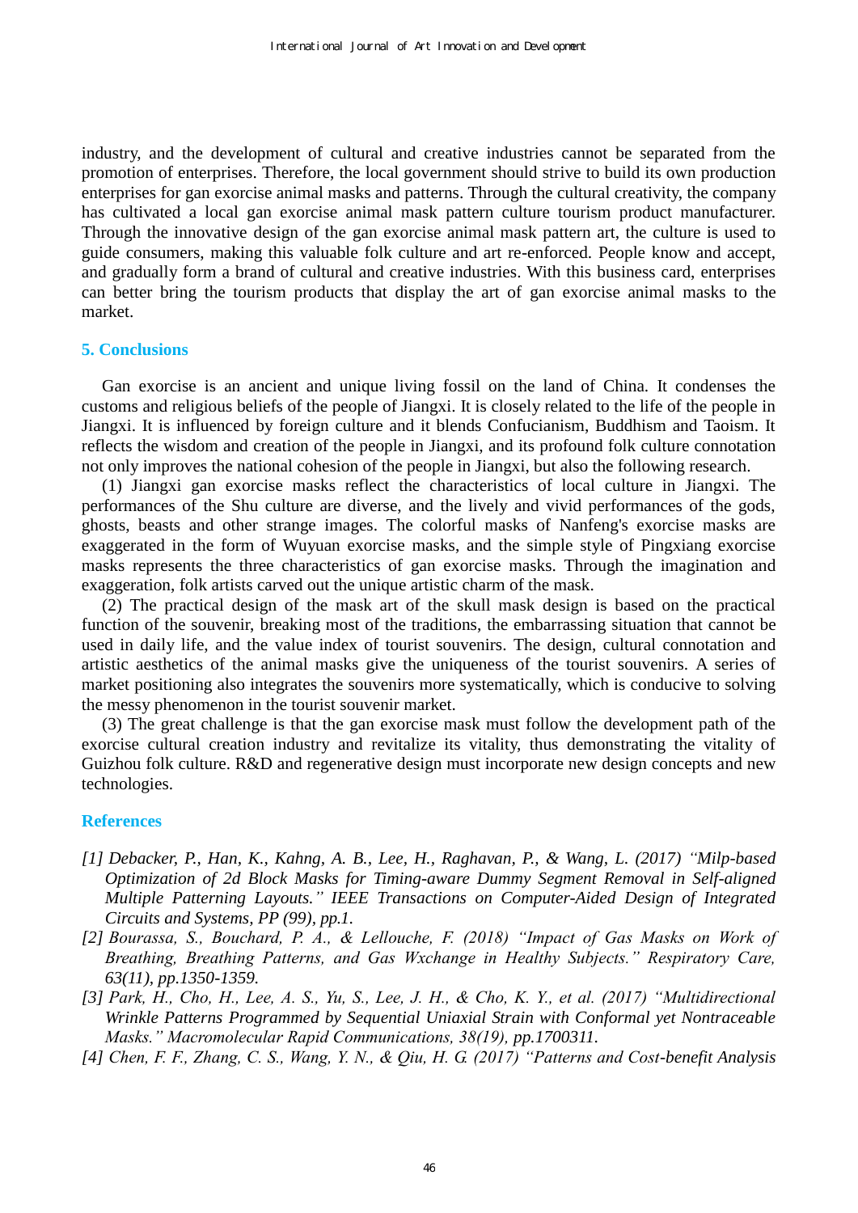industry, and the development of cultural and creative industries cannot be separated from the promotion of enterprises. Therefore, the local government should strive to build its own production enterprises for gan exorcise animal masks and patterns. Through the cultural creativity, the company has cultivated a local gan exorcise animal mask pattern culture tourism product manufacturer. Through the innovative design of the gan exorcise animal mask pattern art, the culture is used to guide consumers, making this valuable folk culture and art re-enforced. People know and accept, and gradually form a brand of cultural and creative industries. With this business card, enterprises can better bring the tourism products that display the art of gan exorcise animal masks to the market.

## 5. Conclusions

Gan exorcise is an ancient and unique living fossil on the land of China. It condenses the customs and religious beliefs of the people of Jiangxi. It is closely related to the life of the people in Jiangxi. It is influenced by foreign culture and it blends Confucianism, Buddhism and Taoism. It reflects the wisdom and creation of the people in Jiangxi, and its profound folk culture connotation not only improves the national cohesion of the people in Jiangxi, but also the following research.

(1) Jiangxi gan exorcise masks reflect the characteristics of local culture in Jiangxi. The performances of the Shu culture are diverse, and the lively and vivid performances of the gods, ghosts, beasts and other strange images. The colorful masks of Nanfeng's exorcise masks are exaggerated in the form of Wuyuan exorcise masks, and the simple style of Pingxiang exorcise masks represents the three characteristics of gan exorcise masks. Through the imagination and exaggeration, folk artists carved out the unique artistic charm of the mask.

(2) The practical design of the mask art of the skull mask design is based on the practical function of the souvenir, breaking most of the traditions, the embarrassing situation that cannot be used in daily life, and the value index of tourist souvenirs. The design, cultural connotation and artistic aesthetics of the animal masks give the uniqueness of the tourist souvenirs. A series of market positioning also integrates the souvenirs more systematically, which is conducive to solving the messy phenomenon in the tourist souvenir market.

(3) The great challenge is that the gan exorcise mask must follow the development path of the exorcise cultural creation industry and revitalize its vitality, thus demonstrating the vitality of Guizhou folk culture. R&D and regenerative design must incorporate new design concepts and new technologies.

## References

*[1] Debacker, P., Han, K., Kahng, A. B., Lee, H., Raghavan, P., & Wang, L. (2017) "Milp-based Optimization of 2d Block Masks for Timing-aware Dummy Segment Removal in Self-aligned Multiple Patterning Layouts." IEEE Transactions on Computer-Aided Design of Integrated Circuits and Systems, PP (99), pp.1.*

*[2] Bourassa, S., Bouchard, P. A., & Lellouche, F. (2018) "Impact of Gas Masks on Work of Breathing, Breathing Patterns, and Gas Wxchange in Healthy Subjects." Respiratory Care, 63(11), pp.1350-1359.*

*[3] Park, H., Cho, H., Lee, A. S., Yu, S., Lee, J. H., & Cho, K. Y., et al. (2017) "Multidirectional Wrinkle Patterns Programmed by Sequential Uniaxial Strain with Conformal yet Nontraceable Masks." Macromolecular Rapid Communications, 38(19), pp.1700311.*

*[4] Chen, F. F., Zhang, C. S., Wang, Y. N., & Qiu, H. G. (2017) "Patterns and Cost-benefit Analysis*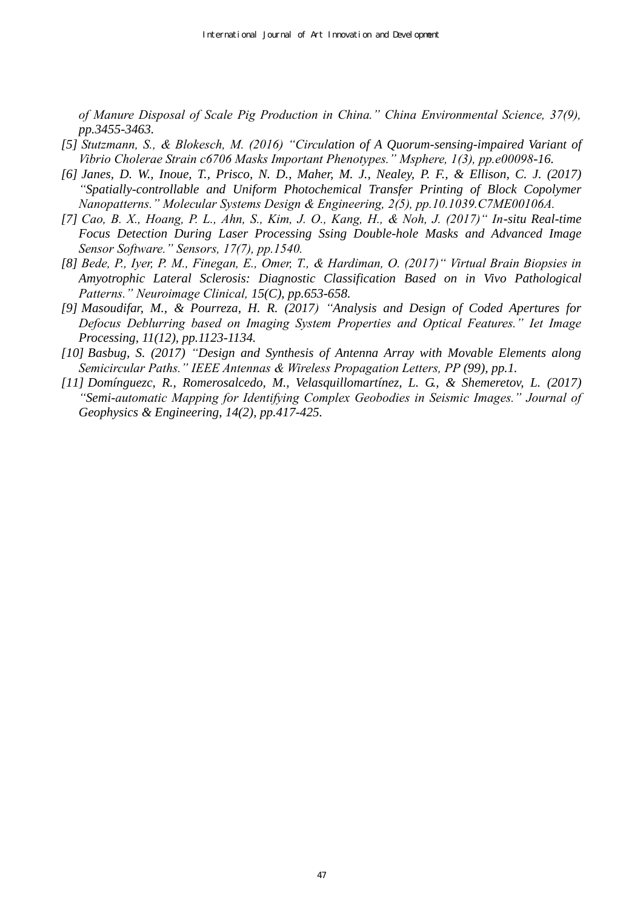*of Manure Disposal of Scale Pig Production in China." China Environmental Science, 37(9), pp.3455-3463.*

*[5] Stutzmann, S., & Blokesch, M. (2016) "Circulation of A Quorum-sensing-impaired Variant of Vibrio Cholerae Strain c6706 Masks Important Phenotypes." Msphere, 1(3), pp.e00098-16.*

*[6] Janes, D. W., Inoue, T., Prisco, N. D., Maher, M. J., Nealey, P. F., & Ellison, C. J. (2017) "Spatially-controllable and Uniform Photochemical Transfer Printing of Block Copolymer Nanopatterns." Molecular Systems Design & Engineering, 2(5), pp.10.1039.C7ME00106A.*

*[7] Cao, B. X., Hoang, P. L., Ahn, S., Kim, J. O., Kang, H., & Noh, J. (2017)" In-situ Real-time Focus Detection During Laser Processing Ssing Double-hole Masks and Advanced Image Sensor Software." Sensors, 17(7), pp.1540.*

*[8] Bede, P., Iyer, P. M., Finegan, E., Omer, T., & Hardiman, O. (2017)" Virtual Brain Biopsies in Amyotrophic Lateral Sclerosis: Diagnostic Classification Based on in Vivo Pathological Patterns." Neuroimage Clinical, 15(C), pp.653-658.*

*[9] Masoudifar, M., & Pourreza, H. R. (2017) "Analysis and Design of Coded Apertures for Defocus Deblurring based on Imaging System Properties and Optical Features." Iet Image Processing, 11(12), pp.1123-1134.*

*[10] Basbug, S. (2017) "Design and Synthesis of Antenna Array with Movable Elements along Semicircular Paths." IEEE Antennas & Wireless Propagation Letters, PP (99), pp.1.*

*[11] Domínguezc, R., Romerosalcedo, M., Velasquillomartínez, L. G., & Shemeretov, L. (2017) "Semi-automatic Mapping for Identifying Complex Geobodies in Seismic Images." Journal of Geophysics & Engineering, 14(2), pp.417-425.*